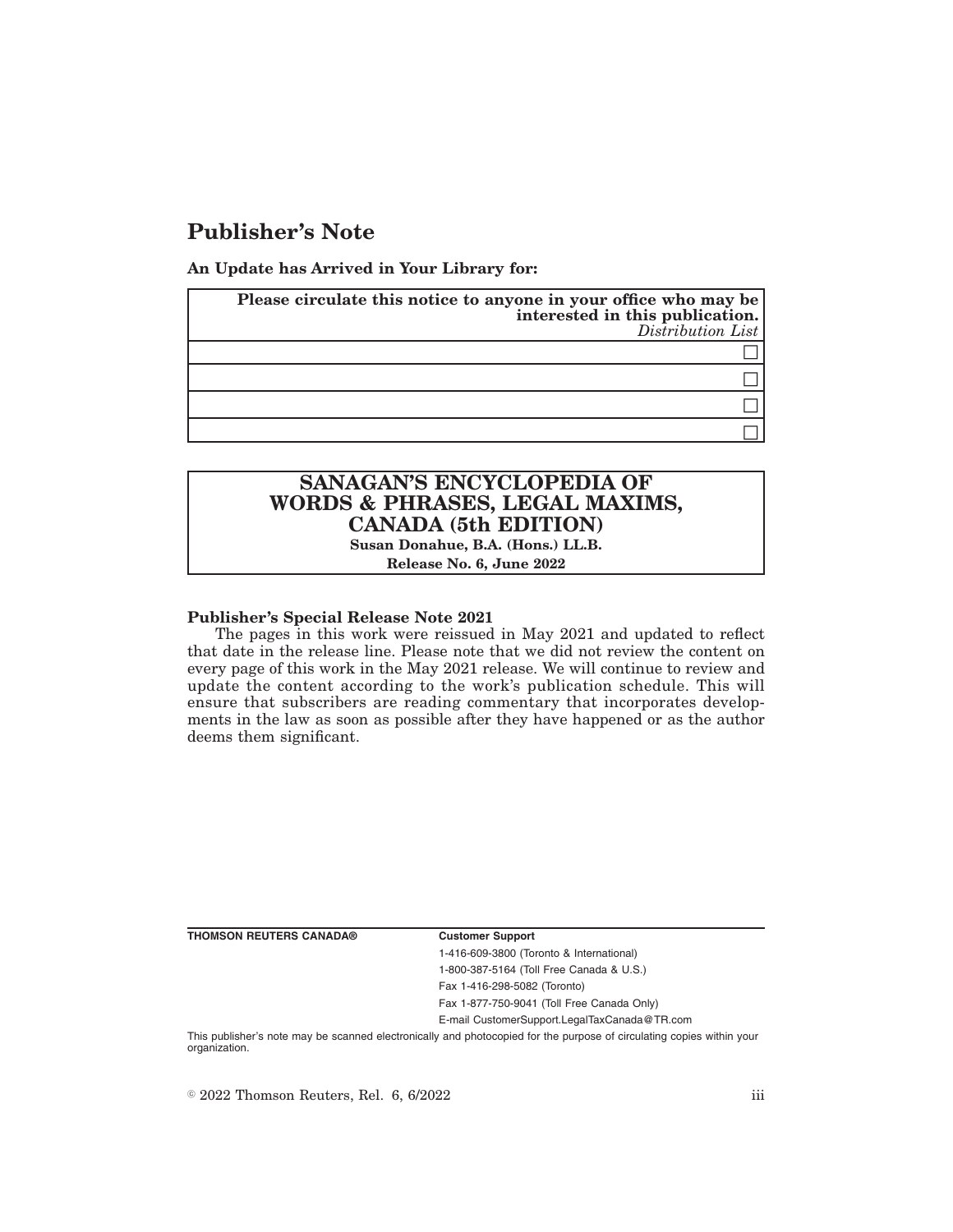# Publisher's Note

**An Update has Arrived in Your Library for:**

| **Please circulate this notice to anyone in your office who may be interested in this publication.** *Distribution List* |
| --- |
| ☐ |
| ☐ |
| ☐ |
| ☐ |

**SANAGAN'S ENCYCLOPEDIA OF WORDS & PHRASES, LEGAL MAXIMS, CANADA (5th EDITION)**

**Susan Donahue, B.A. (Hons.) LL.B.**

**Release No. 6, June 2022**

**Publisher's Special Release Note 2021**

The pages in this work were reissued in May 2021 and updated to reflect that date in the release line. Please note that we did not review the content on every page of this work in the May 2021 release. We will continue to review and update the content according to the work's publication schedule. This will ensure that subscribers are reading commentary that incorporates developments in the law as soon as possible after they have happened or as the author deems them significant.

**THOMSON REUTERS CANADA®**

**Customer Support**

1-416-609-3800 (Toronto & International)

1-800-387-5164 (Toll Free Canada & U.S.)

Fax 1-416-298-5082 (Toronto)

Fax 1-877-750-9041 (Toll Free Canada Only)

E-mail CustomerSupport.LegalTaxCanada@TR.com

This publisher's note may be scanned electronically and photocopied for the purpose of circulating copies within your organization.

© 2022 Thomson Reuters, Rel. 6, 6/2022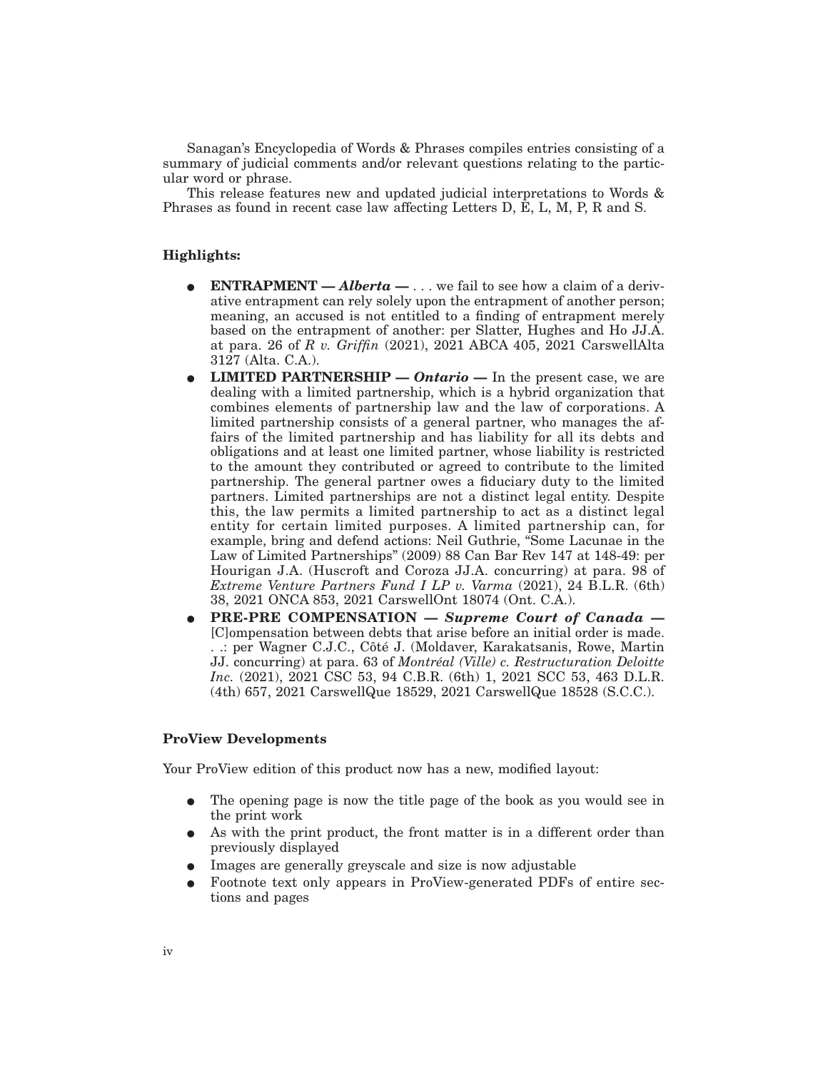Sanagan's Encyclopedia of Words & Phrases compiles entries consisting of a summary of judicial comments and/or relevant questions relating to the particular word or phrase.

This release features new and updated judicial interpretations to Words & Phrases as found in recent case law affecting Letters D, E, L, M, P, R and S.

### Highlights:

- **ENTRAPMENT —** ***Alberta*** **—** . . . we fail to see how a claim of a derivative entrapment can rely solely upon the entrapment of another person; meaning, an accused is not entitled to a finding of entrapment merely based on the entrapment of another: per Slatter, Hughes and Ho JJ.A. at para. 26 of *R v. Griffin* (2021), 2021 ABCA 405, 2021 CarswellAlta 3127 (Alta. C.A.).
- **LIMITED PARTNERSHIP —** ***Ontario*** **—** In the present case, we are dealing with a limited partnership, which is a hybrid organization that combines elements of partnership law and the law of corporations. A limited partnership consists of a general partner, who manages the affairs of the limited partnership and has liability for all its debts and obligations and at least one limited partner, whose liability is restricted to the amount they contributed or agreed to contribute to the limited partnership. The general partner owes a fiduciary duty to the limited partners. Limited partnerships are not a distinct legal entity. Despite this, the law permits a limited partnership to act as a distinct legal entity for certain limited purposes. A limited partnership can, for example, bring and defend actions: Neil Guthrie, "Some Lacunae in the Law of Limited Partnerships" (2009) 88 Can Bar Rev 147 at 148-49: per Hourigan J.A. (Huscroft and Coroza JJ.A. concurring) at para. 98 of *Extreme Venture Partners Fund I LP v. Varma* (2021), 24 B.L.R. (6th) 38, 2021 ONCA 853, 2021 CarswellOnt 18074 (Ont. C.A.).
- **PRE-PRE COMPENSATION —** ***Supreme Court of Canada*** **—** [C]ompensation between debts that arise before an initial order is made. . .: per Wagner C.J.C., Côté J. (Moldaver, Karakatsanis, Rowe, Martin JJ. concurring) at para. 63 of *Montréal (Ville) c. Restructuration Deloitte Inc.* (2021), 2021 CSC 53, 94 C.B.R. (6th) 1, 2021 SCC 53, 463 D.L.R. (4th) 657, 2021 CarswellQue 18529, 2021 CarswellQue 18528 (S.C.C.).

### ProView Developments

Your ProView edition of this product now has a new, modified layout:

- The opening page is now the title page of the book as you would see in the print work
- As with the print product, the front matter is in a different order than previously displayed
- Images are generally greyscale and size is now adjustable
- Footnote text only appears in ProView-generated PDFs of entire sections and pages